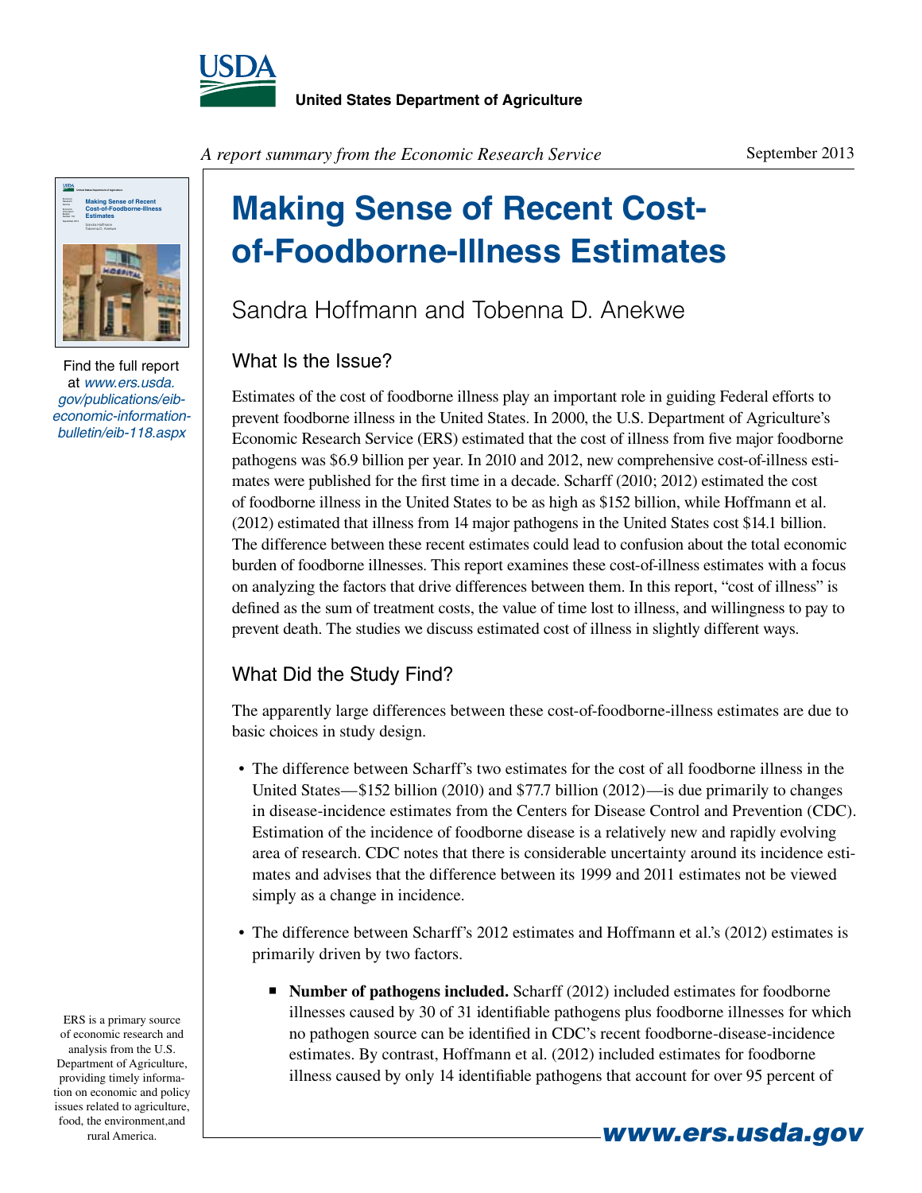United States Department of Agriculture

*A report summary from the Economic Research Service*

September 2013

# Making Sense of Recent Cost-of-Foodborne-Illness Estimates

Sandra Hoffmann and Tobenna D. Anekwe

Find the full report at *www.ers.usda.gov/publications/eib-economic-information-bulletin/eib-118.aspx*

## What Is the Issue?

Estimates of the cost of foodborne illness play an important role in guiding Federal efforts to prevent foodborne illness in the United States. In 2000, the U.S. Department of Agriculture's Economic Research Service (ERS) estimated that the cost of illness from five major foodborne pathogens was $6.9 billion per year. In 2010 and 2012, new comprehensive cost-of-illness estimates were published for the first time in a decade. Scharff (2010; 2012) estimated the cost of foodborne illness in the United States to be as high as $152 billion, while Hoffmann et al. (2012) estimated that illness from 14 major pathogens in the United States cost $14.1 billion. The difference between these recent estimates could lead to confusion about the total economic burden of foodborne illnesses. This report examines these cost-of-illness estimates with a focus on analyzing the factors that drive differences between them. In this report, "cost of illness" is defined as the sum of treatment costs, the value of time lost to illness, and willingness to pay to prevent death. The studies we discuss estimated cost of illness in slightly different ways.

## What Did the Study Find?

The apparently large differences between these cost-of-foodborne-illness estimates are due to basic choices in study design.

- The difference between Scharff's two estimates for the cost of all foodborne illness in the United States—$152 billion (2010) and $77.7 billion (2012)—is due primarily to changes in disease-incidence estimates from the Centers for Disease Control and Prevention (CDC). Estimation of the incidence of foodborne disease is a relatively new and rapidly evolving area of research. CDC notes that there is considerable uncertainty around its incidence estimates and advises that the difference between its 1999 and 2011 estimates not be viewed simply as a change in incidence.
- The difference between Scharff's 2012 estimates and Hoffmann et al.'s (2012) estimates is primarily driven by two factors.
  - **Number of pathogens included.** Scharff (2012) included estimates for foodborne illnesses caused by 30 of 31 identifiable pathogens plus foodborne illnesses for which no pathogen source can be identified in CDC's recent foodborne-disease-incidence estimates. By contrast, Hoffmann et al. (2012) included estimates for foodborne illness caused by only 14 identifiable pathogens that account for over 95 percent of

ERS is a primary source of economic research and analysis from the U.S. Department of Agriculture, providing timely information on economic and policy issues related to agriculture, food, the environment,and rural America.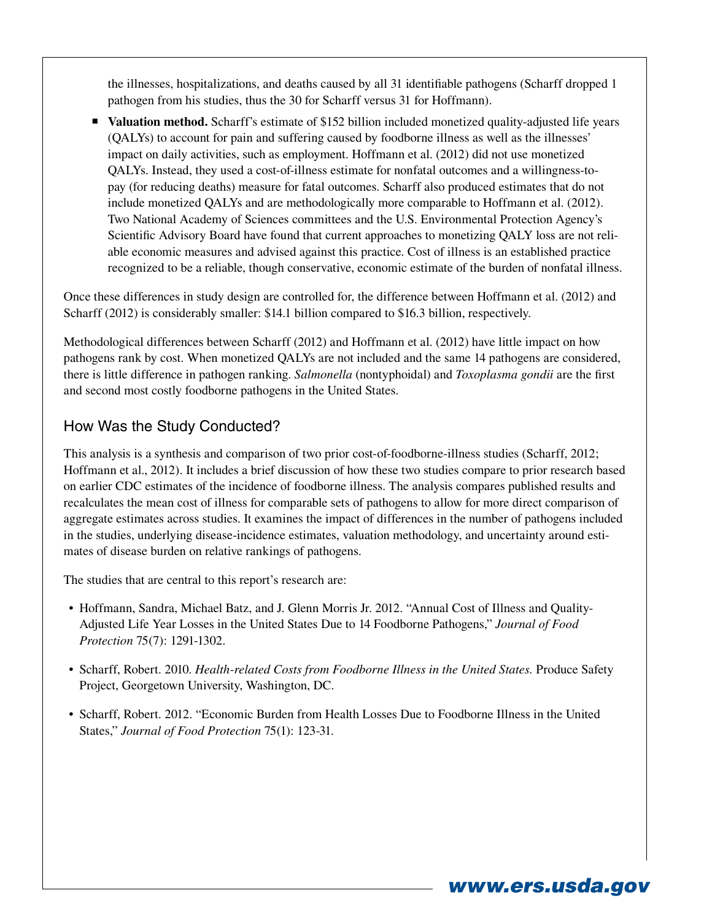the illnesses, hospitalizations, and deaths caused by all 31 identifiable pathogens (Scharff dropped 1 pathogen from his studies, thus the 30 for Scharff versus 31 for Hoffmann).

- **Valuation method.** Scharff's estimate of $152 billion included monetized quality-adjusted life years (QALYs) to account for pain and suffering caused by foodborne illness as well as the illnesses' impact on daily activities, such as employment. Hoffmann et al. (2012) did not use monetized QALYs. Instead, they used a cost-of-illness estimate for nonfatal outcomes and a willingness-to-pay (for reducing deaths) measure for fatal outcomes. Scharff also produced estimates that do not include monetized QALYs and are methodologically more comparable to Hoffmann et al. (2012). Two National Academy of Sciences committees and the U.S. Environmental Protection Agency's Scientific Advisory Board have found that current approaches to monetizing QALY loss are not reliable economic measures and advised against this practice. Cost of illness is an established practice recognized to be a reliable, though conservative, economic estimate of the burden of nonfatal illness.

Once these differences in study design are controlled for, the difference between Hoffmann et al. (2012) and Scharff (2012) is considerably smaller: $14.1 billion compared to $16.3 billion, respectively.

Methodological differences between Scharff (2012) and Hoffmann et al. (2012) have little impact on how pathogens rank by cost. When monetized QALYs are not included and the same 14 pathogens are considered, there is little difference in pathogen ranking. *Salmonella* (nontyphoidal) and *Toxoplasma gondii* are the first and second most costly foodborne pathogens in the United States.

## How Was the Study Conducted?

This analysis is a synthesis and comparison of two prior cost-of-foodborne-illness studies (Scharff, 2012; Hoffmann et al., 2012). It includes a brief discussion of how these two studies compare to prior research based on earlier CDC estimates of the incidence of foodborne illness. The analysis compares published results and recalculates the mean cost of illness for comparable sets of pathogens to allow for more direct comparison of aggregate estimates across studies. It examines the impact of differences in the number of pathogens included in the studies, underlying disease-incidence estimates, valuation methodology, and uncertainty around estimates of disease burden on relative rankings of pathogens.

The studies that are central to this report's research are:

- Hoffmann, Sandra, Michael Batz, and J. Glenn Morris Jr. 2012. "Annual Cost of Illness and Quality-Adjusted Life Year Losses in the United States Due to 14 Foodborne Pathogens," *Journal of Food Protection* 75(7): 1291-1302.
- Scharff, Robert. 2010. *Health-related Costs from Foodborne Illness in the United States.* Produce Safety Project, Georgetown University, Washington, DC.
- Scharff, Robert. 2012. "Economic Burden from Health Losses Due to Foodborne Illness in the United States," *Journal of Food Protection* 75(1): 123-31.